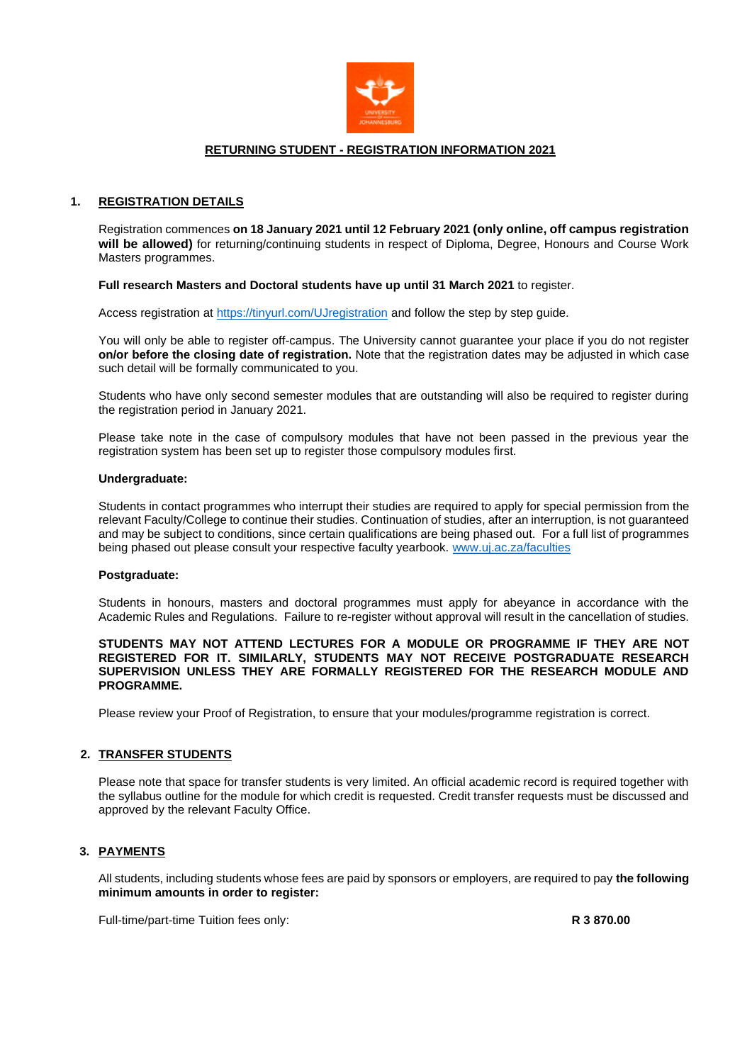# RETURNING STUDENT - REGISTRATION INFORMATION 2021

## 1. REGISTRATION DETAILS

Registration commences **on 18 January 2021 until 12 February 2021 (only online, off campus registration will be allowed)** for returning/continuing students in respect of Diploma, Degree, Honours and Course Work Masters programmes.

**Full research Masters and Doctoral students have up until 31 March 2021** to register.

Access registration at https://tinyurl.com/UJregistration and follow the step by step guide.

You will only be able to register off-campus. The University cannot guarantee your place if you do not register **on/or before the closing date of registration.** Note that the registration dates may be adjusted in which case such detail will be formally communicated to you.

Students who have only second semester modules that are outstanding will also be required to register during the registration period in January 2021.

Please take note in the case of compulsory modules that have not been passed in the previous year the registration system has been set up to register those compulsory modules first.

**Undergraduate:**

Students in contact programmes who interrupt their studies are required to apply for special permission from the relevant Faculty/College to continue their studies. Continuation of studies, after an interruption, is not guaranteed and may be subject to conditions, since certain qualifications are being phased out. For a full list of programmes being phased out please consult your respective faculty yearbook. www.uj.ac.za/faculties

**Postgraduate:**

Students in honours, masters and doctoral programmes must apply for abeyance in accordance with the Academic Rules and Regulations. Failure to re-register without approval will result in the cancellation of studies.

**STUDENTS MAY NOT ATTEND LECTURES FOR A MODULE OR PROGRAMME IF THEY ARE NOT REGISTERED FOR IT. SIMILARLY, STUDENTS MAY NOT RECEIVE POSTGRADUATE RESEARCH SUPERVISION UNLESS THEY ARE FORMALLY REGISTERED FOR THE RESEARCH MODULE AND PROGRAMME.**

Please review your Proof of Registration, to ensure that your modules/programme registration is correct.

## 2. TRANSFER STUDENTS

Please note that space for transfer students is very limited. An official academic record is required together with the syllabus outline for the module for which credit is requested. Credit transfer requests must be discussed and approved by the relevant Faculty Office.

## 3. PAYMENTS

All students, including students whose fees are paid by sponsors or employers, are required to pay **the following minimum amounts in order to register:**

Full-time/part-time Tuition fees only: **R 3 870.00**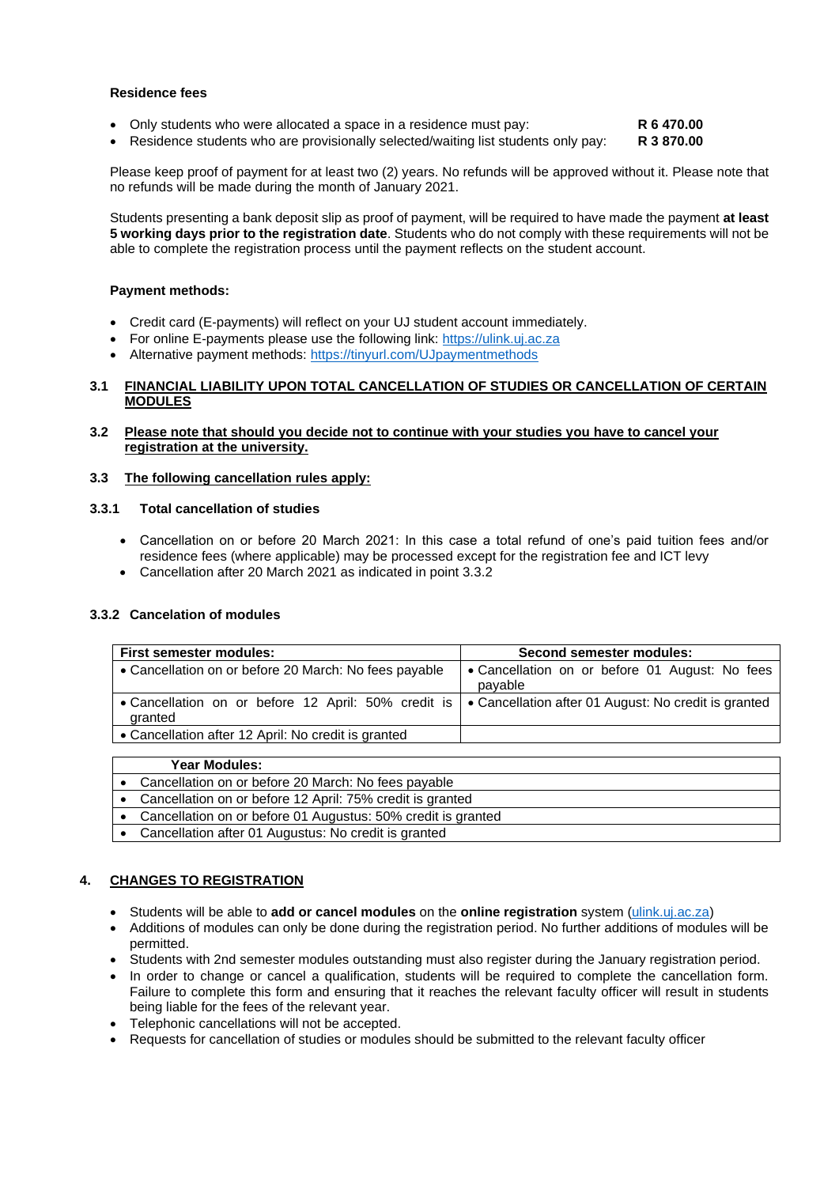**Residence fees**

- Only students who were allocated a space in a residence must pay: **R 6 470.00**
- Residence students who are provisionally selected/waiting list students only pay: **R 3 870.00**

Please keep proof of payment for at least two (2) years. No refunds will be approved without it. Please note that no refunds will be made during the month of January 2021.

Students presenting a bank deposit slip as proof of payment, will be required to have made the payment **at least 5 working days prior to the registration date**. Students who do not comply with these requirements will not be able to complete the registration process until the payment reflects on the student account.

**Payment methods:**

- Credit card (E-payments) will reflect on your UJ student account immediately.
- For online E-payments please use the following link: https://ulink.uj.ac.za
- Alternative payment methods: https://tinyurl.com/UJpaymentmethods

### 3.1 FINANCIAL LIABILITY UPON TOTAL CANCELLATION OF STUDIES OR CANCELLATION OF CERTAIN MODULES

### 3.2 Please note that should you decide not to continue with your studies you have to cancel your registration at the university.

### 3.3 The following cancellation rules apply:

#### 3.3.1 Total cancellation of studies

- Cancellation on or before 20 March 2021: In this case a total refund of one's paid tuition fees and/or residence fees (where applicable) may be processed except for the registration fee and ICT levy
- Cancellation after 20 March 2021 as indicated in point 3.3.2

#### 3.3.2 Cancelation of modules

| First semester modules: | Second semester modules: |
|---|---|
| • Cancellation on or before 20 March: No fees payable | • Cancellation on or before 01 August: No fees payable |
| • Cancellation on or before 12 April: 50% credit is granted | • Cancellation after 01 August: No credit is granted |
| • Cancellation after 12 April: No credit is granted | |

| Year Modules: |
|---|
| • Cancellation on or before 20 March: No fees payable |
| • Cancellation on or before 12 April: 75% credit is granted |
| • Cancellation on or before 01 Augustus: 50% credit is granted |
| • Cancellation after 01 Augustus: No credit is granted |

## 4. CHANGES TO REGISTRATION

- Students will be able to **add or cancel modules** on the **online registration** system (ulink.uj.ac.za)
- Additions of modules can only be done during the registration period. No further additions of modules will be permitted.
- Students with 2nd semester modules outstanding must also register during the January registration period.
- In order to change or cancel a qualification, students will be required to complete the cancellation form. Failure to complete this form and ensuring that it reaches the relevant faculty officer will result in students being liable for the fees of the relevant year.
- Telephonic cancellations will not be accepted.
- Requests for cancellation of studies or modules should be submitted to the relevant faculty officer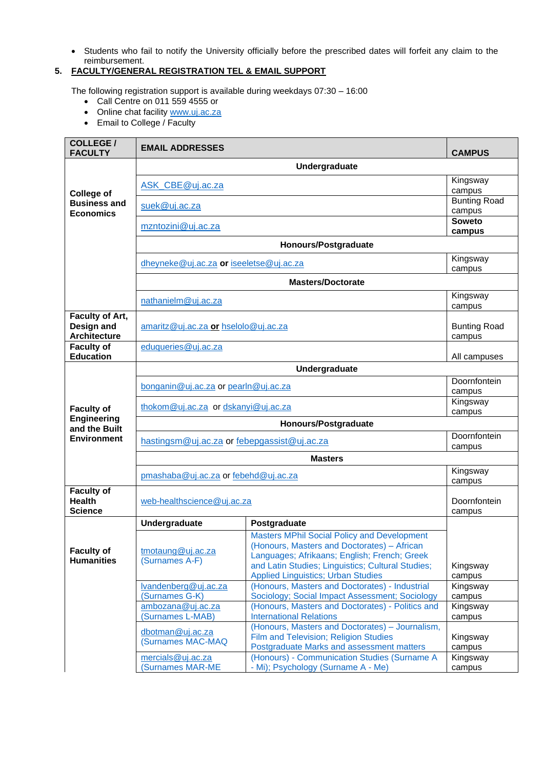- Students who fail to notify the University officially before the prescribed dates will forfeit any claim to the reimbursement.

## 5. FACULTY/GENERAL REGISTRATION TEL & EMAIL SUPPORT

The following registration support is available during weekdays 07:30 – 16:00

- Call Centre on 011 559 4555 or
- Online chat facility www.uj.ac.za
- Email to College / Faculty

| COLLEGE / FACULTY | EMAIL ADDRESSES | | CAMPUS |
|---|---|---|---|
| **College of Business and Economics** | **Undergraduate** | | |
| | ASK_CBE@uj.ac.za | | Kingsway campus |
| | suek@uj.ac.za | | Bunting Road campus |
| | mzntozini@uj.ac.za | | **Soweto campus** |
| | **Honours/Postgraduate** | | |
| | dheyneke@uj.ac.za **or** iseeletse@uj.ac.za | | Kingsway campus |
| | **Masters/Doctorate** | | |
| | nathanielm@uj.ac.za | | Kingsway campus |
| **Faculty of Art, Design and Architecture** | amaritz@uj.ac.za **or** hselolo@uj.ac.za | | Bunting Road campus |
| **Faculty of Education** | eduqueries@uj.ac.za | | All campuses |
| **Faculty of Engineering and the Built Environment** | **Undergraduate** | | |
| | bonganin@uj.ac.za or pearln@uj.ac.za | | Doornfontein campus |
| | thokom@uj.ac.za or dskanyi@uj.ac.za | | Kingsway campus |
| | **Honours/Postgraduate** | | |
| | hastingsm@uj.ac.za or febepgassist@uj.ac.za | | Doornfontein campus |
| | **Masters** | | |
| | pmashaba@uj.ac.za or febehd@uj.ac.za | | Kingsway campus |
| **Faculty of Health Science** | web-healthscience@uj.ac.za | | Doornfontein campus |
| **Faculty of Humanities** | **Undergraduate** | **Postgraduate** | |
| | tmotaung@uj.ac.za (Surnames A-F) | Masters MPhil Social Policy and Development (Honours, Masters and Doctorates) – African Languages; Afrikaans; English; French; Greek and Latin Studies; Linguistics; Cultural Studies; Applied Linguistics; Urban Studies | Kingsway campus |
| | lvandenberg@uj.ac.za (Surnames G-K) | (Honours, Masters and Doctorates) - Industrial Sociology; Social Impact Assessment; Sociology | Kingsway campus |
| | ambozana@uj.ac.za (Surnames L-MAB) | (Honours, Masters and Doctorates) - Politics and International Relations | Kingsway campus |
| | dbotman@uj.ac.za (Surnames MAC-MAQ | (Honours, Masters and Doctorates) – Journalism, Film and Television; Religion Studies Postgraduate Marks and assessment matters | Kingsway campus |
| | mercials@uj.ac.za (Surnames MAR-ME | (Honours) - Communication Studies (Surname A - Mi); Psychology (Surname A - Me) | Kingsway campus |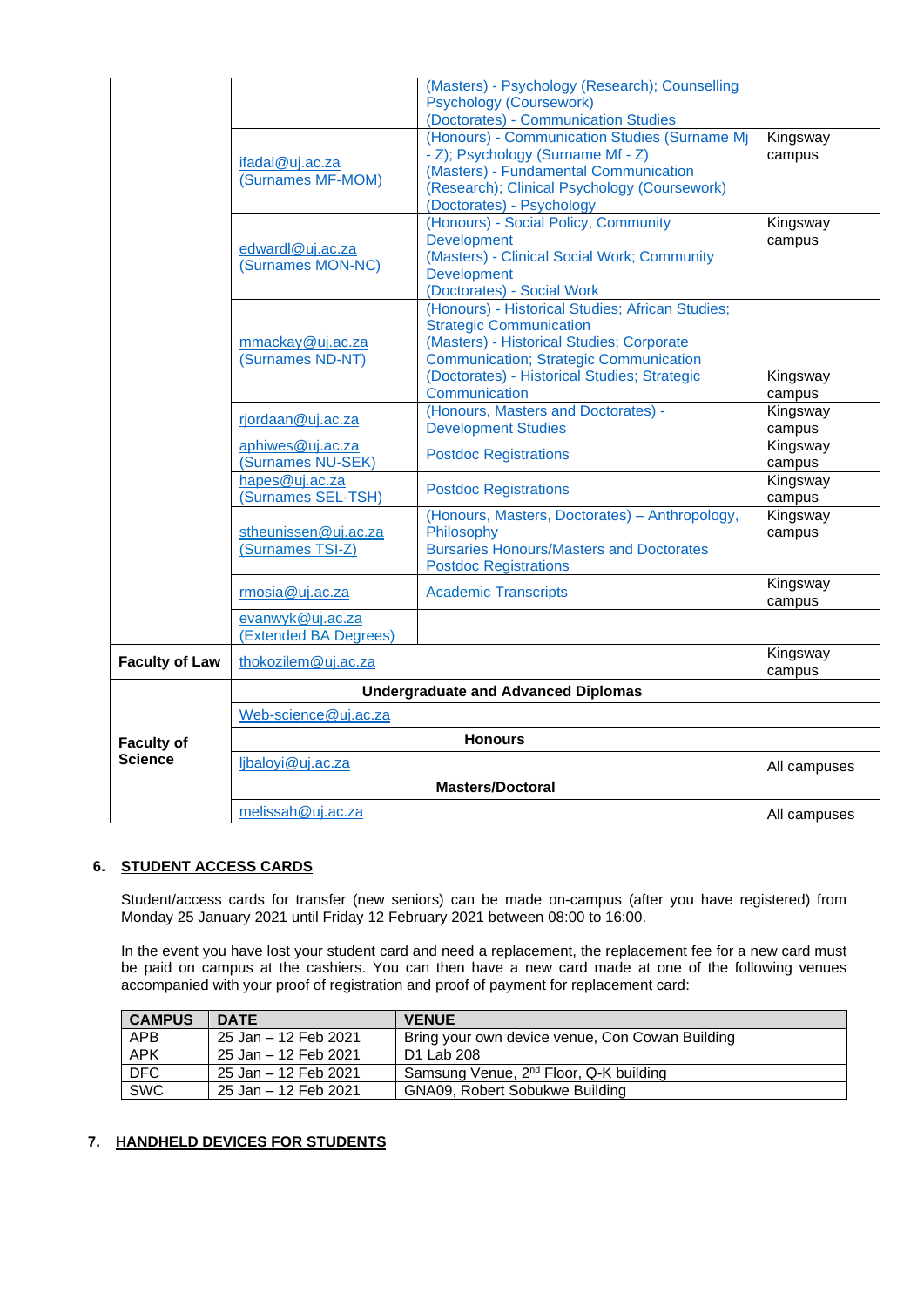| | | | |
|---|---|---|---|
| | | (Masters) - Psychology (Research); Counselling Psychology (Coursework)<br>(Doctorates) - Communication Studies | |
| | ifadal@uj.ac.za<br>(Surnames MF-MOM) | (Honours) - Communication Studies (Surname Mj - Z); Psychology (Surname Mf - Z)<br>(Masters) - Fundamental Communication (Research); Clinical Psychology (Coursework)<br>(Doctorates) - Psychology | Kingsway campus |
| | edwardl@uj.ac.za<br>(Surnames MON-NC) | (Honours) - Social Policy, Community Development<br>(Masters) - Clinical Social Work; Community Development<br>(Doctorates) - Social Work | Kingsway campus |
| | mmackay@uj.ac.za<br>(Surnames ND-NT) | (Honours) - Historical Studies; African Studies; Strategic Communication<br>(Masters) - Historical Studies; Corporate Communication; Strategic Communication<br>(Doctorates) - Historical Studies; Strategic Communication | Kingsway campus |
| | rjordaan@uj.ac.za | (Honours, Masters and Doctorates) - Development Studies | Kingsway campus |
| | aphiwes@uj.ac.za<br>(Surnames NU-SEK) | Postdoc Registrations | Kingsway campus |
| | hapes@uj.ac.za<br>(Surnames SEL-TSH) | Postdoc Registrations | Kingsway campus |
| | stheunissen@uj.ac.za<br>(Surnames TSI-Z) | (Honours, Masters, Doctorates) – Anthropology, Philosophy<br>Bursaries Honours/Masters and Doctorates<br>Postdoc Registrations | Kingsway campus |
| | rmosia@uj.ac.za | Academic Transcripts | Kingsway campus |
| | evanwyk@uj.ac.za<br>(Extended BA Degrees) | | |
| **Faculty of Law** | thokozilem@uj.ac.za | | Kingsway campus |
| **Faculty of Science** | **Undergraduate and Advanced Diplomas** | | |
| | Web-science@uj.ac.za | | |
| | **Honours** | | |
| | ljbaloyi@uj.ac.za | | All campuses |
| | **Masters/Doctoral** | | |
| | melissah@uj.ac.za | | All campuses |

## 6. STUDENT ACCESS CARDS

Student/access cards for transfer (new seniors) can be made on-campus (after you have registered) from Monday 25 January 2021 until Friday 12 February 2021 between 08:00 to 16:00.

In the event you have lost your student card and need a replacement, the replacement fee for a new card must be paid on campus at the cashiers. You can then have a new card made at one of the following venues accompanied with your proof of registration and proof of payment for replacement card:

| CAMPUS | DATE | VENUE |
|---|---|---|
| APB | 25 Jan – 12 Feb 2021 | Bring your own device venue, Con Cowan Building |
| APK | 25 Jan – 12 Feb 2021 | D1 Lab 208 |
| DFC | 25 Jan – 12 Feb 2021 | Samsung Venue, 2nd Floor, Q-K building |
| SWC | 25 Jan – 12 Feb 2021 | GNA09, Robert Sobukwe Building |

## 7. HANDHELD DEVICES FOR STUDENTS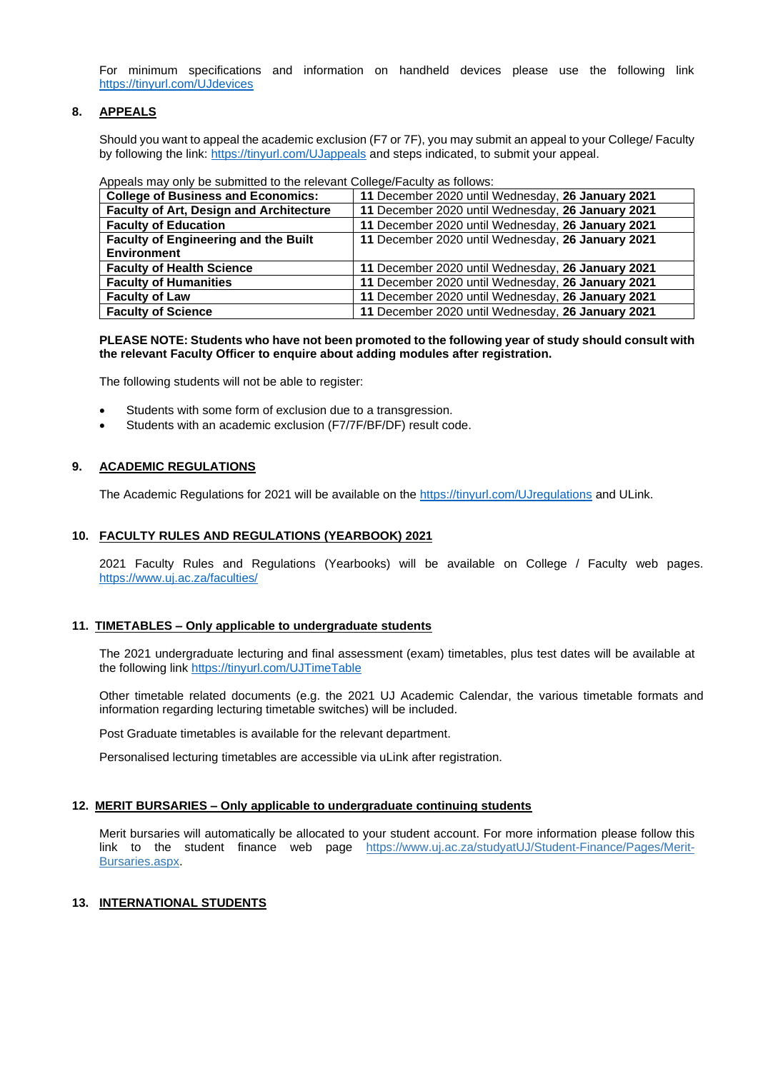For minimum specifications and information on handheld devices please use the following link https://tinyurl.com/UJdevices

## 8. APPEALS

Should you want to appeal the academic exclusion (F7 or 7F), you may submit an appeal to your College/ Faculty by following the link: https://tinyurl.com/UJappeals and steps indicated, to submit your appeal.

Appeals may only be submitted to the relevant College/Faculty as follows:

| | |
|---|---|
| **College of Business and Economics:** | **11** December 2020 until Wednesday, **26 January 2021** |
| **Faculty of Art, Design and Architecture** | **11** December 2020 until Wednesday, **26 January 2021** |
| **Faculty of Education** | **11** December 2020 until Wednesday, **26 January 2021** |
| **Faculty of Engineering and the Built Environment** | **11** December 2020 until Wednesday, **26 January 2021** |
| **Faculty of Health Science** | **11** December 2020 until Wednesday, **26 January 2021** |
| **Faculty of Humanities** | **11** December 2020 until Wednesday, **26 January 2021** |
| **Faculty of Law** | **11** December 2020 until Wednesday, **26 January 2021** |
| **Faculty of Science** | **11** December 2020 until Wednesday, **26 January 2021** |

**PLEASE NOTE: Students who have not been promoted to the following year of study should consult with the relevant Faculty Officer to enquire about adding modules after registration.**

The following students will not be able to register:

- Students with some form of exclusion due to a transgression.
- Students with an academic exclusion (F7/7F/BF/DF) result code.

## 9. ACADEMIC REGULATIONS

The Academic Regulations for 2021 will be available on the https://tinyurl.com/UJregulations and ULink.

## 10. FACULTY RULES AND REGULATIONS (YEARBOOK) 2021

2021 Faculty Rules and Regulations (Yearbooks) will be available on College / Faculty web pages. https://www.uj.ac.za/faculties/

## 11. TIMETABLES – Only applicable to undergraduate students

The 2021 undergraduate lecturing and final assessment (exam) timetables, plus test dates will be available at the following link https://tinyurl.com/UJTimeTable

Other timetable related documents (e.g. the 2021 UJ Academic Calendar, the various timetable formats and information regarding lecturing timetable switches) will be included.

Post Graduate timetables is available for the relevant department.

Personalised lecturing timetables are accessible via uLink after registration.

## 12. MERIT BURSARIES – Only applicable to undergraduate continuing students

Merit bursaries will automatically be allocated to your student account. For more information please follow this link to the student finance web page https://www.uj.ac.za/studyatUJ/Student-Finance/Pages/Merit-Bursaries.aspx.

## 13. INTERNATIONAL STUDENTS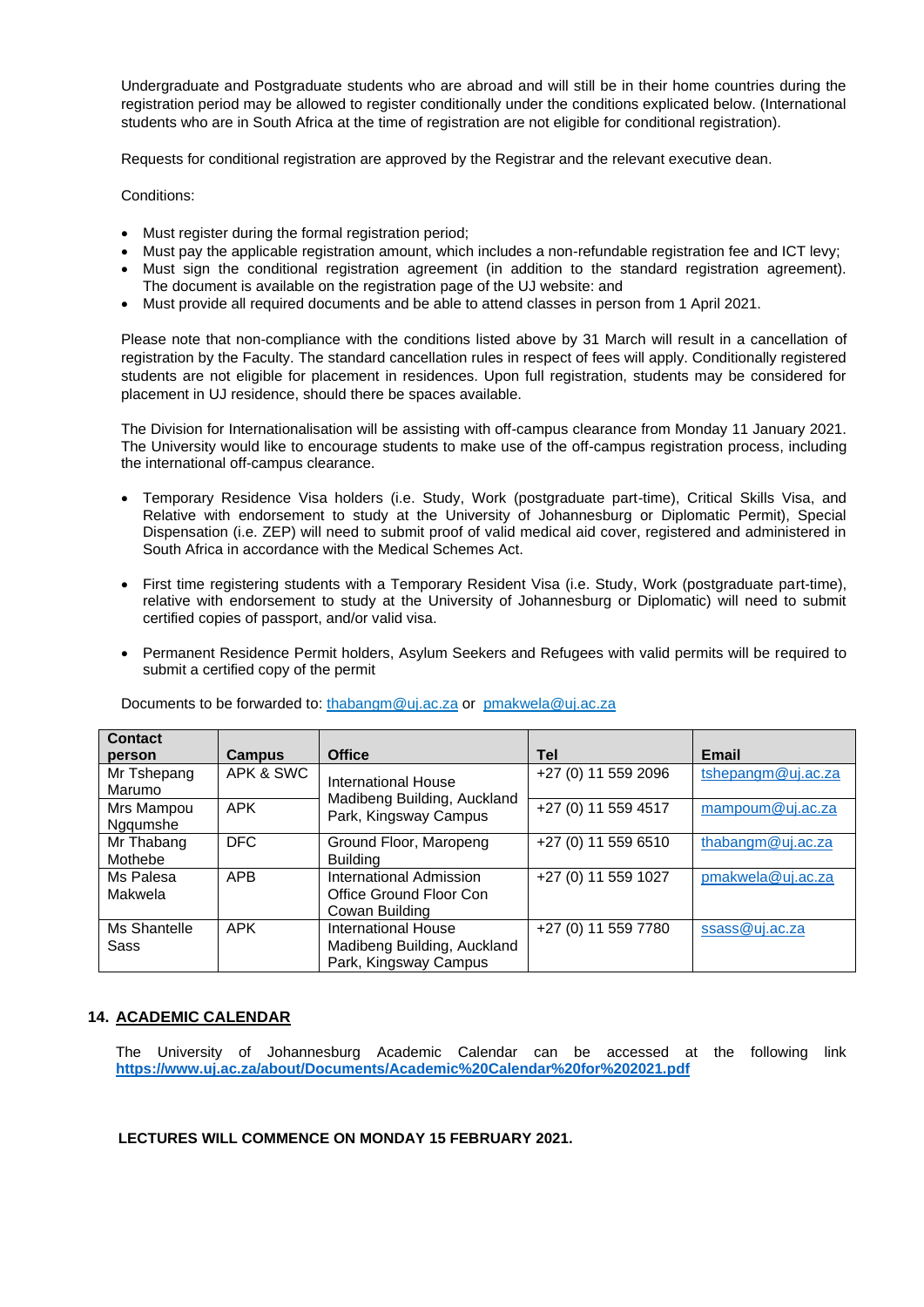Undergraduate and Postgraduate students who are abroad and will still be in their home countries during the registration period may be allowed to register conditionally under the conditions explicated below. (International students who are in South Africa at the time of registration are not eligible for conditional registration).

Requests for conditional registration are approved by the Registrar and the relevant executive dean.

Conditions:

- Must register during the formal registration period;
- Must pay the applicable registration amount, which includes a non-refundable registration fee and ICT levy;
- Must sign the conditional registration agreement (in addition to the standard registration agreement). The document is available on the registration page of the UJ website: and
- Must provide all required documents and be able to attend classes in person from 1 April 2021.

Please note that non-compliance with the conditions listed above by 31 March will result in a cancellation of registration by the Faculty. The standard cancellation rules in respect of fees will apply. Conditionally registered students are not eligible for placement in residences. Upon full registration, students may be considered for placement in UJ residence, should there be spaces available.

The Division for Internationalisation will be assisting with off-campus clearance from Monday 11 January 2021. The University would like to encourage students to make use of the off-campus registration process, including the international off-campus clearance.

- Temporary Residence Visa holders (i.e. Study, Work (postgraduate part-time), Critical Skills Visa, and Relative with endorsement to study at the University of Johannesburg or Diplomatic Permit), Special Dispensation (i.e. ZEP) will need to submit proof of valid medical aid cover, registered and administered in South Africa in accordance with the Medical Schemes Act.

- First time registering students with a Temporary Resident Visa (i.e. Study, Work (postgraduate part-time), relative with endorsement to study at the University of Johannesburg or Diplomatic) will need to submit certified copies of passport, and/or valid visa.

- Permanent Residence Permit holders, Asylum Seekers and Refugees with valid permits will be required to submit a certified copy of the permit

Documents to be forwarded to: thabangm@uj.ac.za or pmakwela@uj.ac.za

| Contact person | Campus | Office | Tel | Email |
|---|---|---|---|---|
| Mr Tshepang Marumo | APK & SWC | International House Madibeng Building, Auckland Park, Kingsway Campus | +27 (0) 11 559 2096 | tshepangm@uj.ac.za |
| Mrs Mampou Ngqumshe | APK | | +27 (0) 11 559 4517 | mampoum@uj.ac.za |
| Mr Thabang Mothebe | DFC | Ground Floor, Maropeng Building | +27 (0) 11 559 6510 | thabangm@uj.ac.za |
| Ms Palesa Makwela | APB | International Admission Office Ground Floor Con Cowan Building | +27 (0) 11 559 1027 | pmakwela@uj.ac.za |
| Ms Shantelle Sass | APK | International House Madibeng Building, Auckland Park, Kingsway Campus | +27 (0) 11 559 7780 | ssass@uj.ac.za |

## 14. ACADEMIC CALENDAR

The University of Johannesburg Academic Calendar can be accessed at the following link **https://www.uj.ac.za/about/Documents/Academic%20Calendar%20for%202021.pdf**

**LECTURES WILL COMMENCE ON MONDAY 15 FEBRUARY 2021.**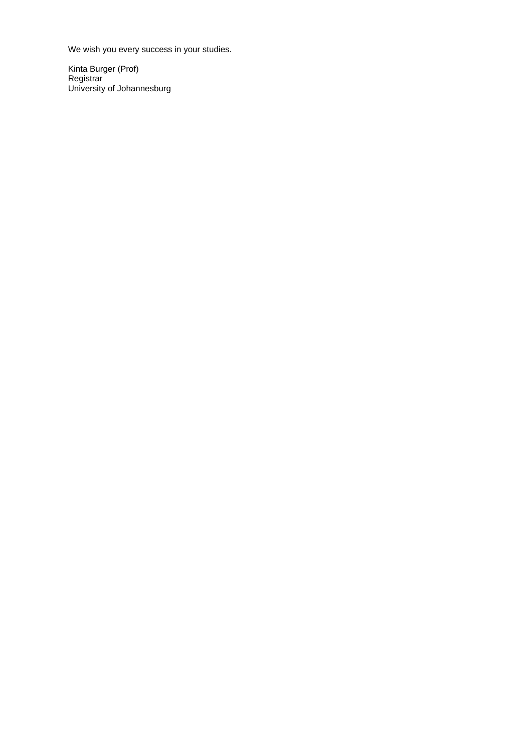We wish you every success in your studies.

Kinta Burger (Prof)  
Registrar  
University of Johannesburg